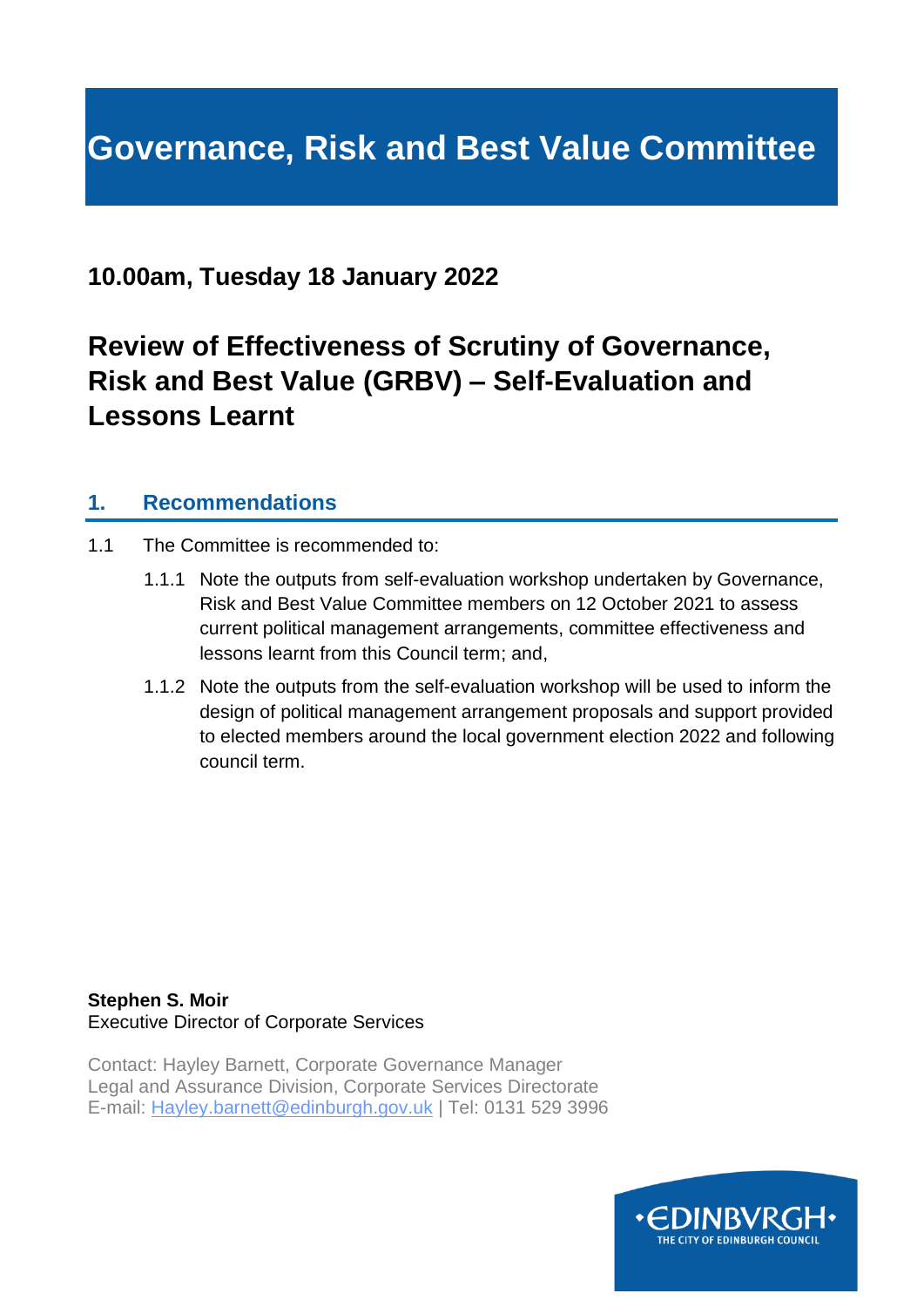# Governance, Risk and Best Value Committee

**10.00am, Tuesday 18 January 2022**

## Review of Effectiveness of Scrutiny of Governance, Risk and Best Value (GRBV) – Self-Evaluation and Lessons Learnt

### 1. Recommendations

1.1 The Committee is recommended to:

1.1.1 Note the outputs from self-evaluation workshop undertaken by Governance, Risk and Best Value Committee members on 12 October 2021 to assess current political management arrangements, committee effectiveness and lessons learnt from this Council term; and,

1.1.2 Note the outputs from the self-evaluation workshop will be used to inform the design of political management arrangement proposals and support provided to elected members around the local government election 2022 and following council term.

**Stephen S. Moir**
Executive Director of Corporate Services

Contact: Hayley Barnett, Corporate Governance Manager
Legal and Assurance Division, Corporate Services Directorate
E-mail: Hayley.barnett@edinburgh.gov.uk | Tel: 0131 529 3996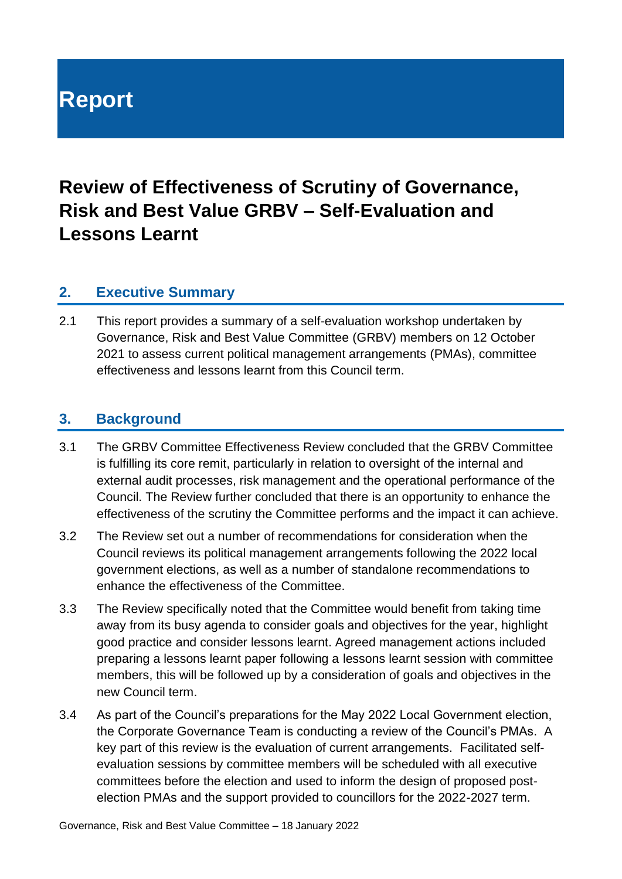# Report

## Review of Effectiveness of Scrutiny of Governance, Risk and Best Value GRBV – Self-Evaluation and Lessons Learnt

### 2. Executive Summary

2.1 This report provides a summary of a self-evaluation workshop undertaken by Governance, Risk and Best Value Committee (GRBV) members on 12 October 2021 to assess current political management arrangements (PMAs), committee effectiveness and lessons learnt from this Council term.

### 3. Background

3.1 The GRBV Committee Effectiveness Review concluded that the GRBV Committee is fulfilling its core remit, particularly in relation to oversight of the internal and external audit processes, risk management and the operational performance of the Council. The Review further concluded that there is an opportunity to enhance the effectiveness of the scrutiny the Committee performs and the impact it can achieve.

3.2 The Review set out a number of recommendations for consideration when the Council reviews its political management arrangements following the 2022 local government elections, as well as a number of standalone recommendations to enhance the effectiveness of the Committee.

3.3 The Review specifically noted that the Committee would benefit from taking time away from its busy agenda to consider goals and objectives for the year, highlight good practice and consider lessons learnt. Agreed management actions included preparing a lessons learnt paper following a lessons learnt session with committee members, this will be followed up by a consideration of goals and objectives in the new Council term.

3.4 As part of the Council's preparations for the May 2022 Local Government election, the Corporate Governance Team is conducting a review of the Council's PMAs. A key part of this review is the evaluation of current arrangements. Facilitated self-evaluation sessions by committee members will be scheduled with all executive committees before the election and used to inform the design of proposed post-election PMAs and the support provided to councillors for the 2022-2027 term.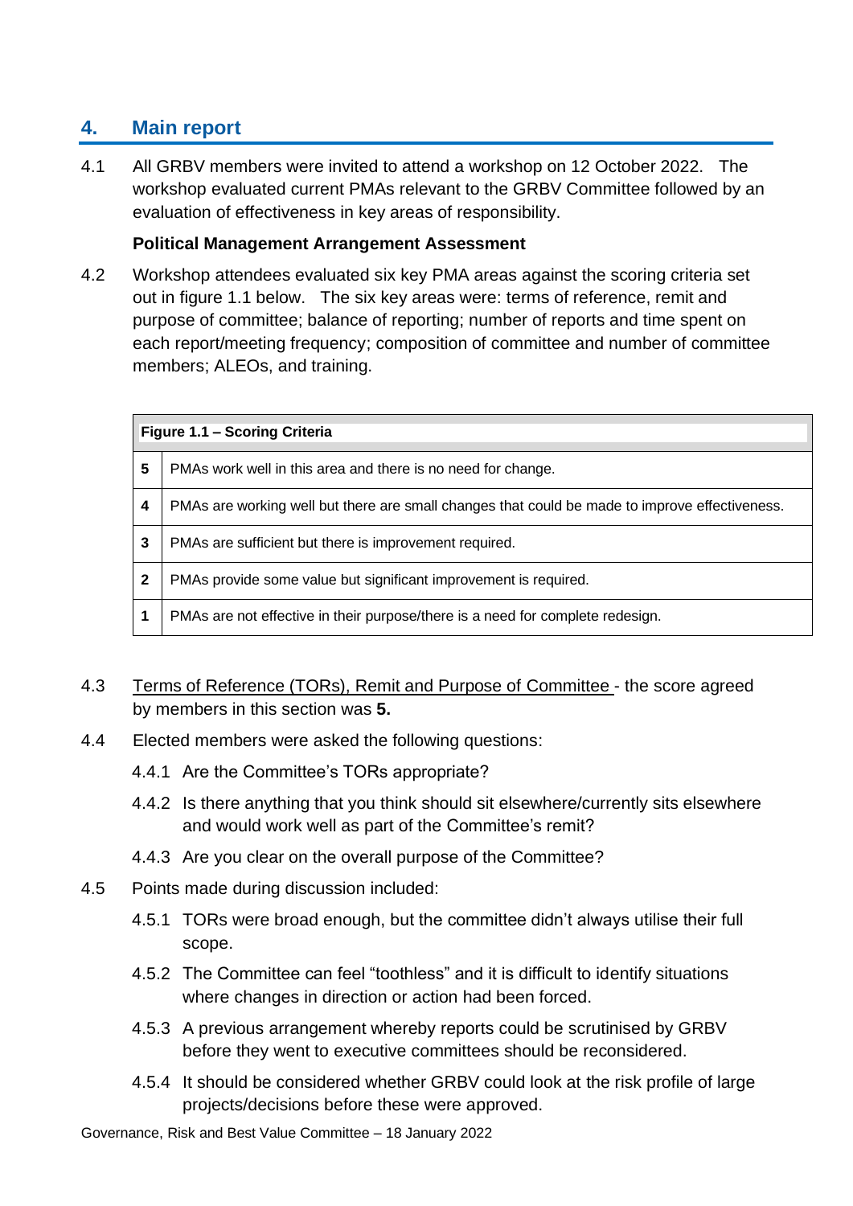## 4. Main report

4.1 All GRBV members were invited to attend a workshop on 12 October 2022. The workshop evaluated current PMAs relevant to the GRBV Committee followed by an evaluation of effectiveness in key areas of responsibility.

**Political Management Arrangement Assessment**

4.2 Workshop attendees evaluated six key PMA areas against the scoring criteria set out in figure 1.1 below. The six key areas were: terms of reference, remit and purpose of committee; balance of reporting; number of reports and time spent on each report/meeting frequency; composition of committee and number of committee members; ALEOs, and training.

| **Figure 1.1 – Scoring Criteria** | |
|---|---|
| **5** | PMAs work well in this area and there is no need for change. |
| **4** | PMAs are working well but there are small changes that could be made to improve effectiveness. |
| **3** | PMAs are sufficient but there is improvement required. |
| **2** | PMAs provide some value but significant improvement is required. |
| **1** | PMAs are not effective in their purpose/there is a need for complete redesign. |

4.3 <u>Terms of Reference (TORs), Remit and Purpose of Committee</u> - the score agreed by members in this section was **5.**

4.4 Elected members were asked the following questions:

4.4.1 Are the Committee's TORs appropriate?

4.4.2 Is there anything that you think should sit elsewhere/currently sits elsewhere and would work well as part of the Committee's remit?

4.4.3 Are you clear on the overall purpose of the Committee?

4.5 Points made during discussion included:

4.5.1 TORs were broad enough, but the committee didn't always utilise their full scope.

4.5.2 The Committee can feel "toothless" and it is difficult to identify situations where changes in direction or action had been forced.

4.5.3 A previous arrangement whereby reports could be scrutinised by GRBV before they went to executive committees should be reconsidered.

4.5.4 It should be considered whether GRBV could look at the risk profile of large projects/decisions before these were approved.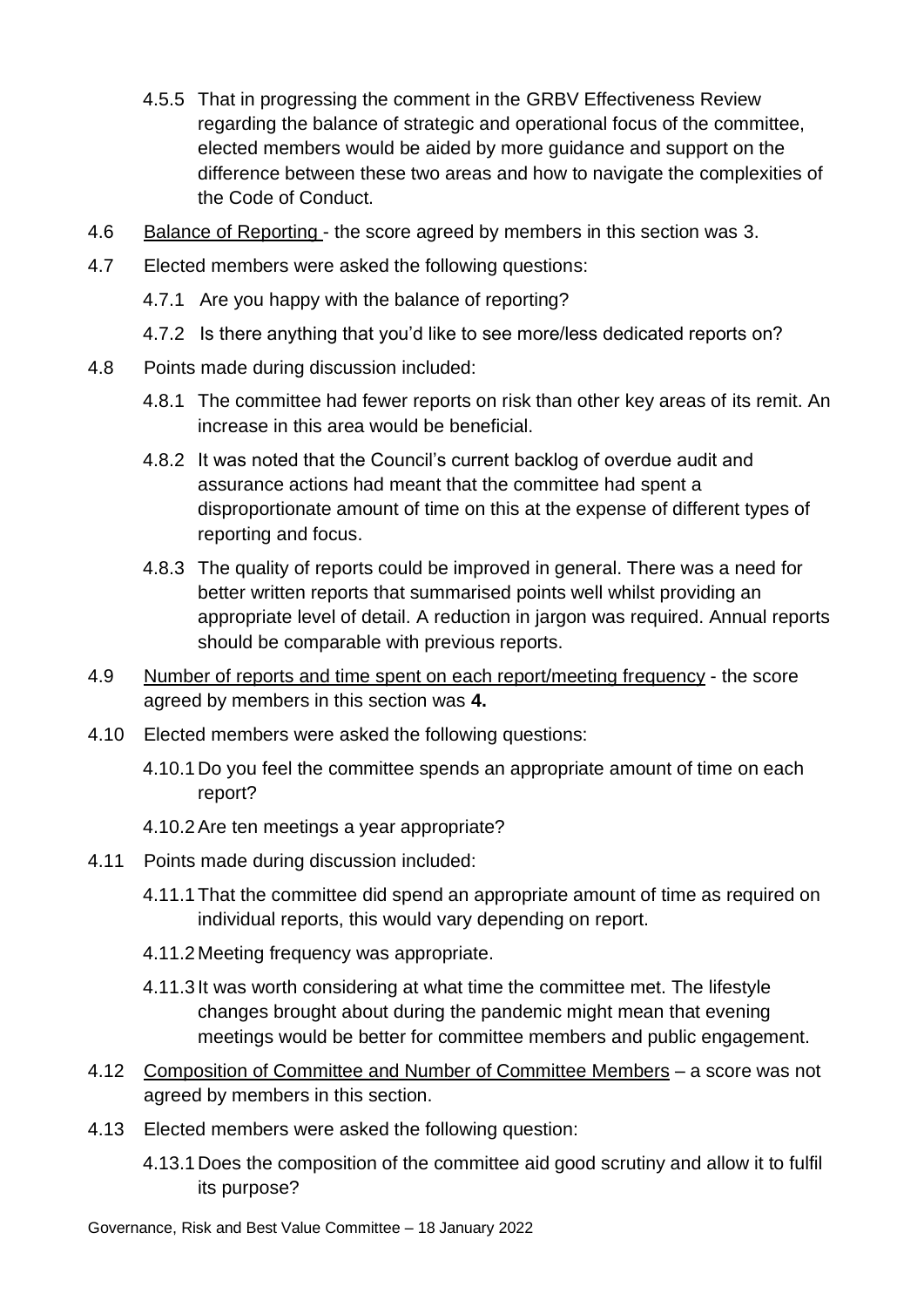4.5.5 That in progressing the comment in the GRBV Effectiveness Review regarding the balance of strategic and operational focus of the committee, elected members would be aided by more guidance and support on the difference between these two areas and how to navigate the complexities of the Code of Conduct.

4.6 Balance of Reporting - the score agreed by members in this section was 3.

4.7 Elected members were asked the following questions:

4.7.1 Are you happy with the balance of reporting?

4.7.2 Is there anything that you'd like to see more/less dedicated reports on?

4.8 Points made during discussion included:

4.8.1 The committee had fewer reports on risk than other key areas of its remit. An increase in this area would be beneficial.

4.8.2 It was noted that the Council's current backlog of overdue audit and assurance actions had meant that the committee had spent a disproportionate amount of time on this at the expense of different types of reporting and focus.

4.8.3 The quality of reports could be improved in general. There was a need for better written reports that summarised points well whilst providing an appropriate level of detail. A reduction in jargon was required. Annual reports should be comparable with previous reports.

4.9 Number of reports and time spent on each report/meeting frequency - the score agreed by members in this section was **4.**

4.10 Elected members were asked the following questions:

4.10.1 Do you feel the committee spends an appropriate amount of time on each report?

4.10.2 Are ten meetings a year appropriate?

4.11 Points made during discussion included:

4.11.1 That the committee did spend an appropriate amount of time as required on individual reports, this would vary depending on report.

4.11.2 Meeting frequency was appropriate.

4.11.3 It was worth considering at what time the committee met. The lifestyle changes brought about during the pandemic might mean that evening meetings would be better for committee members and public engagement.

4.12 Composition of Committee and Number of Committee Members – a score was not agreed by members in this section.

4.13 Elected members were asked the following question:

4.13.1 Does the composition of the committee aid good scrutiny and allow it to fulfil its purpose?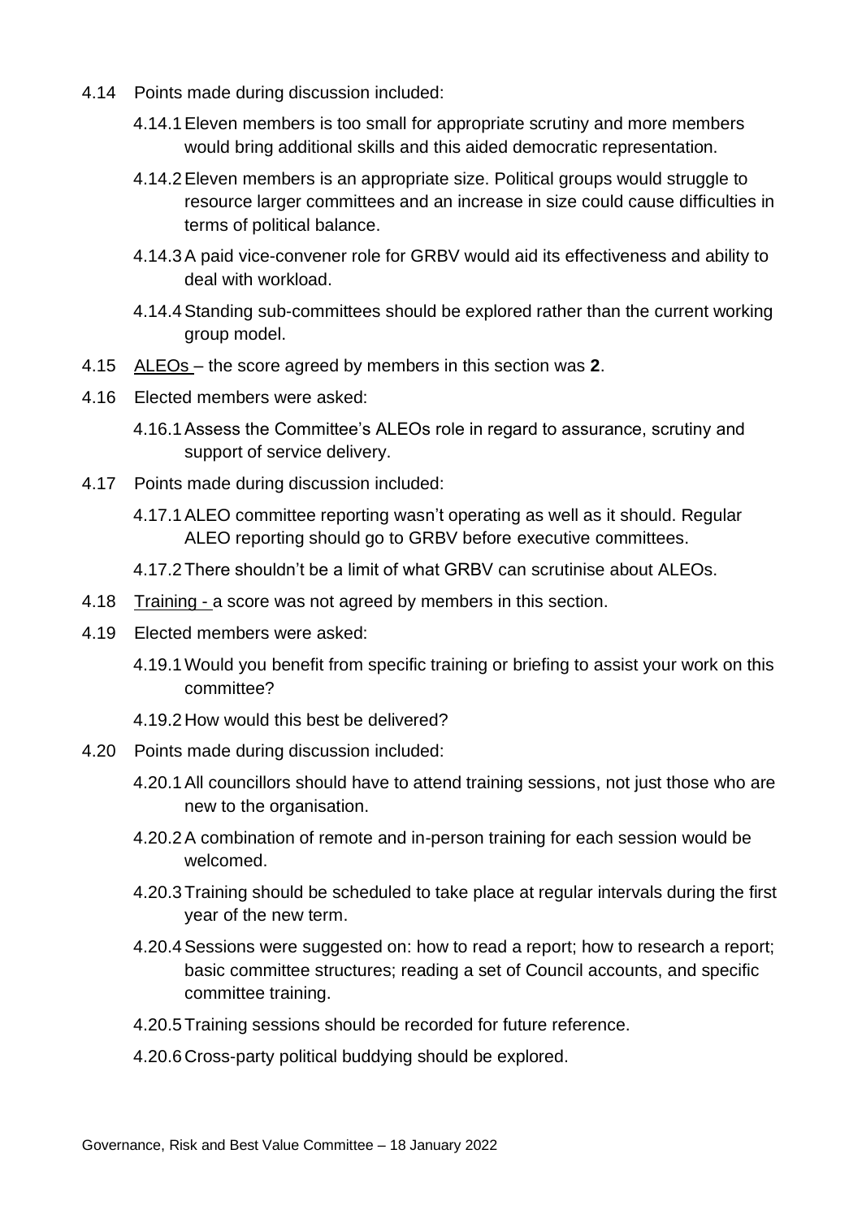4.14 Points made during discussion included:

4.14.1 Eleven members is too small for appropriate scrutiny and more members would bring additional skills and this aided democratic representation.

4.14.2 Eleven members is an appropriate size. Political groups would struggle to resource larger committees and an increase in size could cause difficulties in terms of political balance.

4.14.3 A paid vice-convener role for GRBV would aid its effectiveness and ability to deal with workload.

4.14.4 Standing sub-committees should be explored rather than the current working group model.

4.15 <u>ALEOs</u> – the score agreed by members in this section was **2**.

4.16 Elected members were asked:

4.16.1 Assess the Committee's ALEOs role in regard to assurance, scrutiny and support of service delivery.

4.17 Points made during discussion included:

4.17.1 ALEO committee reporting wasn't operating as well as it should. Regular ALEO reporting should go to GRBV before executive committees.

4.17.2 There shouldn't be a limit of what GRBV can scrutinise about ALEOs.

4.18 <u>Training -</u> a score was not agreed by members in this section.

4.19 Elected members were asked:

4.19.1 Would you benefit from specific training or briefing to assist your work on this committee?

4.19.2 How would this best be delivered?

4.20 Points made during discussion included:

4.20.1 All councillors should have to attend training sessions, not just those who are new to the organisation.

4.20.2 A combination of remote and in-person training for each session would be welcomed.

4.20.3 Training should be scheduled to take place at regular intervals during the first year of the new term.

4.20.4 Sessions were suggested on: how to read a report; how to research a report; basic committee structures; reading a set of Council accounts, and specific committee training.

4.20.5 Training sessions should be recorded for future reference.

4.20.6 Cross-party political buddying should be explored.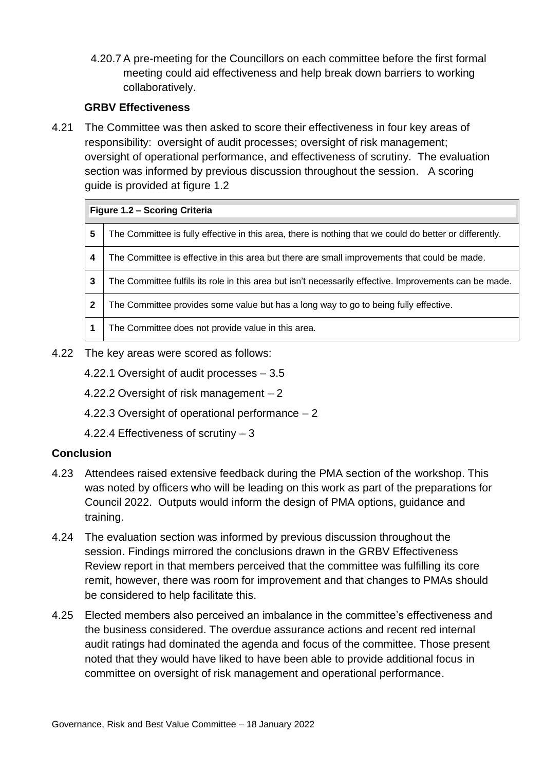4.20.7 A pre-meeting for the Councillors on each committee before the first formal meeting could aid effectiveness and help break down barriers to working collaboratively.

**GRBV Effectiveness**

4.21 The Committee was then asked to score their effectiveness in four key areas of responsibility: oversight of audit processes; oversight of risk management; oversight of operational performance, and effectiveness of scrutiny. The evaluation section was informed by previous discussion throughout the session. A scoring guide is provided at figure 1.2

| Figure 1.2 – Scoring Criteria | |
|---|---|
| 5 | The Committee is fully effective in this area, there is nothing that we could do better or differently. |
| 4 | The Committee is effective in this area but there are small improvements that could be made. |
| 3 | The Committee fulfils its role in this area but isn't necessarily effective. Improvements can be made. |
| 2 | The Committee provides some value but has a long way to go to being fully effective. |
| 1 | The Committee does not provide value in this area. |

4.22 The key areas were scored as follows:

4.22.1 Oversight of audit processes – 3.5

4.22.2 Oversight of risk management – 2

4.22.3 Oversight of operational performance – 2

4.22.4 Effectiveness of scrutiny – 3

**Conclusion**

4.23 Attendees raised extensive feedback during the PMA section of the workshop. This was noted by officers who will be leading on this work as part of the preparations for Council 2022. Outputs would inform the design of PMA options, guidance and training.

4.24 The evaluation section was informed by previous discussion throughout the session. Findings mirrored the conclusions drawn in the GRBV Effectiveness Review report in that members perceived that the committee was fulfilling its core remit, however, there was room for improvement and that changes to PMAs should be considered to help facilitate this.

4.25 Elected members also perceived an imbalance in the committee's effectiveness and the business considered. The overdue assurance actions and recent red internal audit ratings had dominated the agenda and focus of the committee. Those present noted that they would have liked to have been able to provide additional focus in committee on oversight of risk management and operational performance.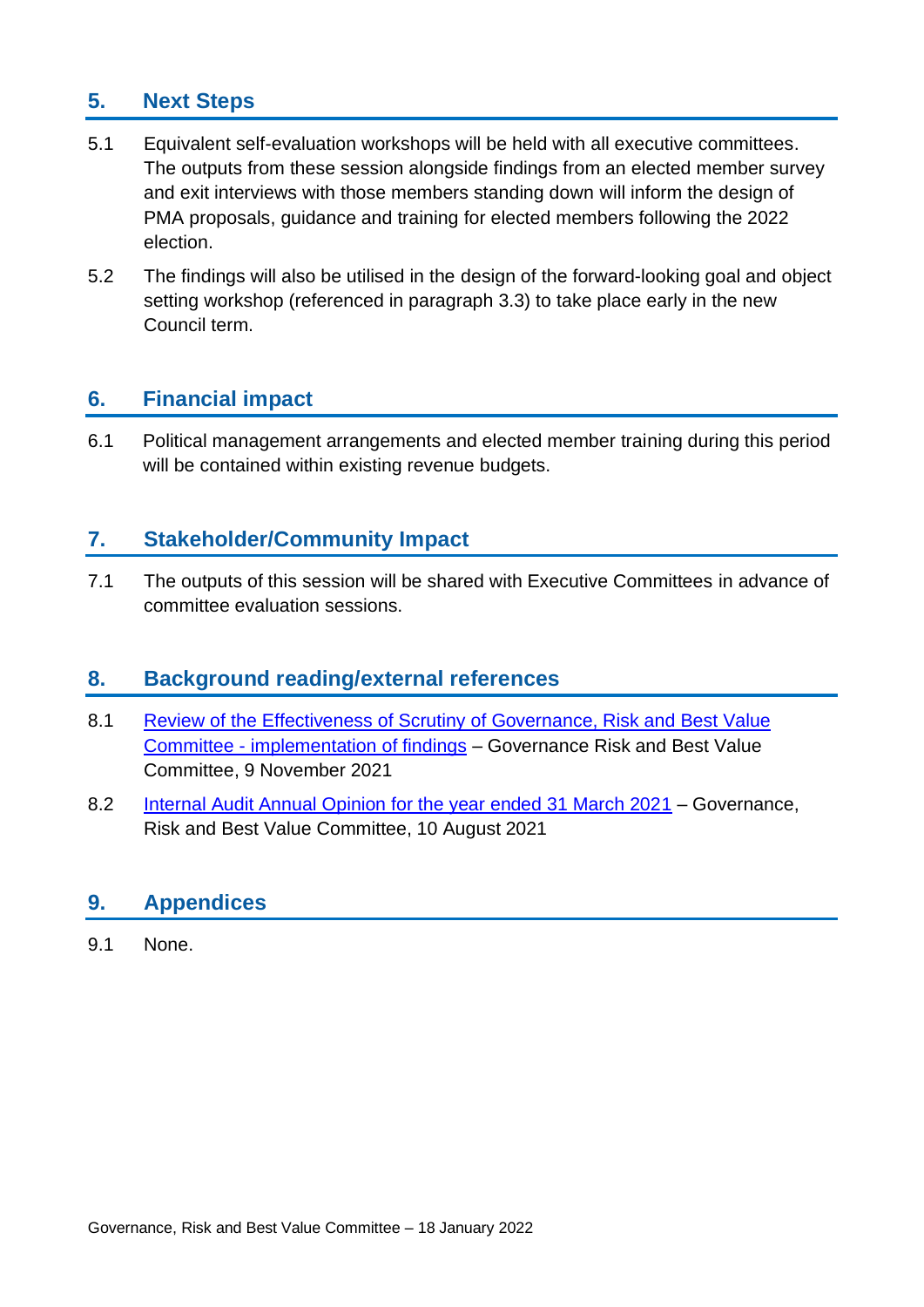## 5. Next Steps

5.1 Equivalent self-evaluation workshops will be held with all executive committees. The outputs from these session alongside findings from an elected member survey and exit interviews with those members standing down will inform the design of PMA proposals, guidance and training for elected members following the 2022 election.

5.2 The findings will also be utilised in the design of the forward-looking goal and object setting workshop (referenced in paragraph 3.3) to take place early in the new Council term.

## 6. Financial impact

6.1 Political management arrangements and elected member training during this period will be contained within existing revenue budgets.

## 7. Stakeholder/Community Impact

7.1 The outputs of this session will be shared with Executive Committees in advance of committee evaluation sessions.

## 8. Background reading/external references

8.1 Review of the Effectiveness of Scrutiny of Governance, Risk and Best Value Committee - implementation of findings – Governance Risk and Best Value Committee, 9 November 2021

8.2 Internal Audit Annual Opinion for the year ended 31 March 2021 – Governance, Risk and Best Value Committee, 10 August 2021

## 9. Appendices

9.1 None.